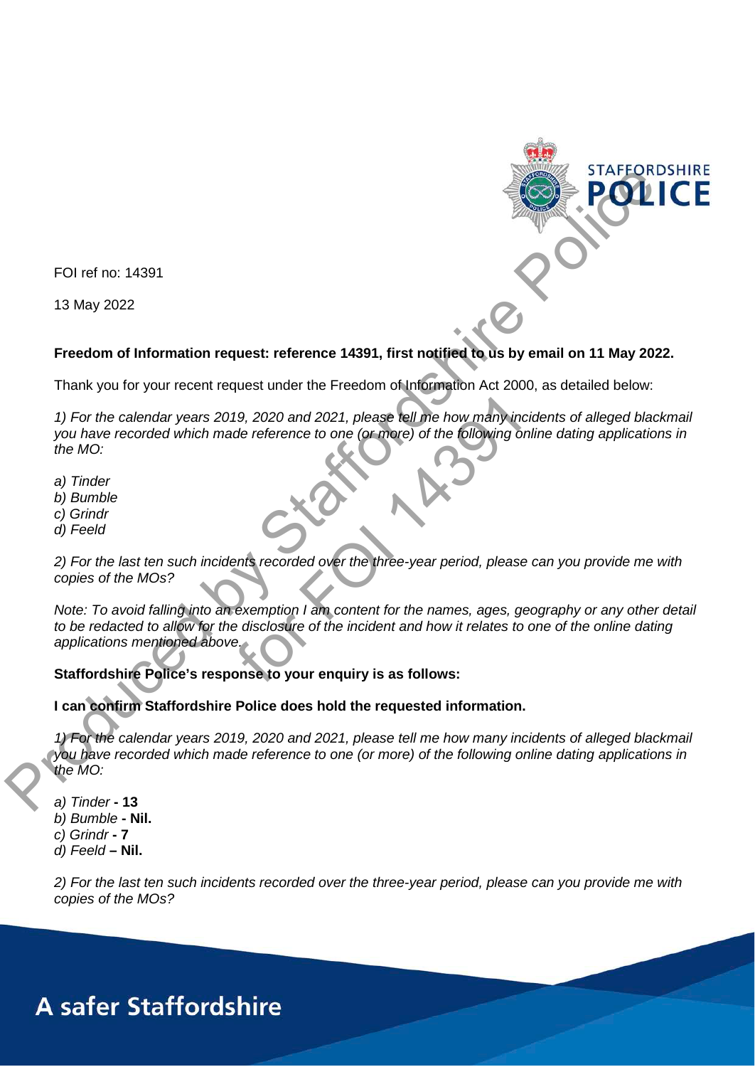FOI ref no: 14391

13 May 2022

**Freedom of Information request: reference 14391, first notified to us by email on 11 May 2022.**

Thank you for your recent request under the Freedom of Information Act 2000, as detailed below:

*1) For the calendar years 2019, 2020 and 2021, please tell me how many incidents of alleged blackmail you have recorded which made reference to one (or more) of the following online dating applications in the MO:*

*a) Tinder*
*b) Bumble*
*c) Grindr*
*d) Feeld*

*2) For the last ten such incidents recorded over the three-year period, please can you provide me with copies of the MOs?*

*Note: To avoid falling into an exemption I am content for the names, ages, geography or any other detail to be redacted to allow for the disclosure of the incident and how it relates to one of the online dating applications mentioned above.*

**Staffordshire Police's response to your enquiry is as follows:**

**I can confirm Staffordshire Police does hold the requested information.**

*1) For the calendar years 2019, 2020 and 2021, please tell me how many incidents of alleged blackmail you have recorded which made reference to one (or more) of the following online dating applications in the MO:*

*a) Tinder* **- 13**
*b) Bumble* **- Nil.**
*c) Grindr* **- 7**
*d) Feeld* **– Nil.**

*2) For the last ten such incidents recorded over the three-year period, please can you provide me with copies of the MOs?*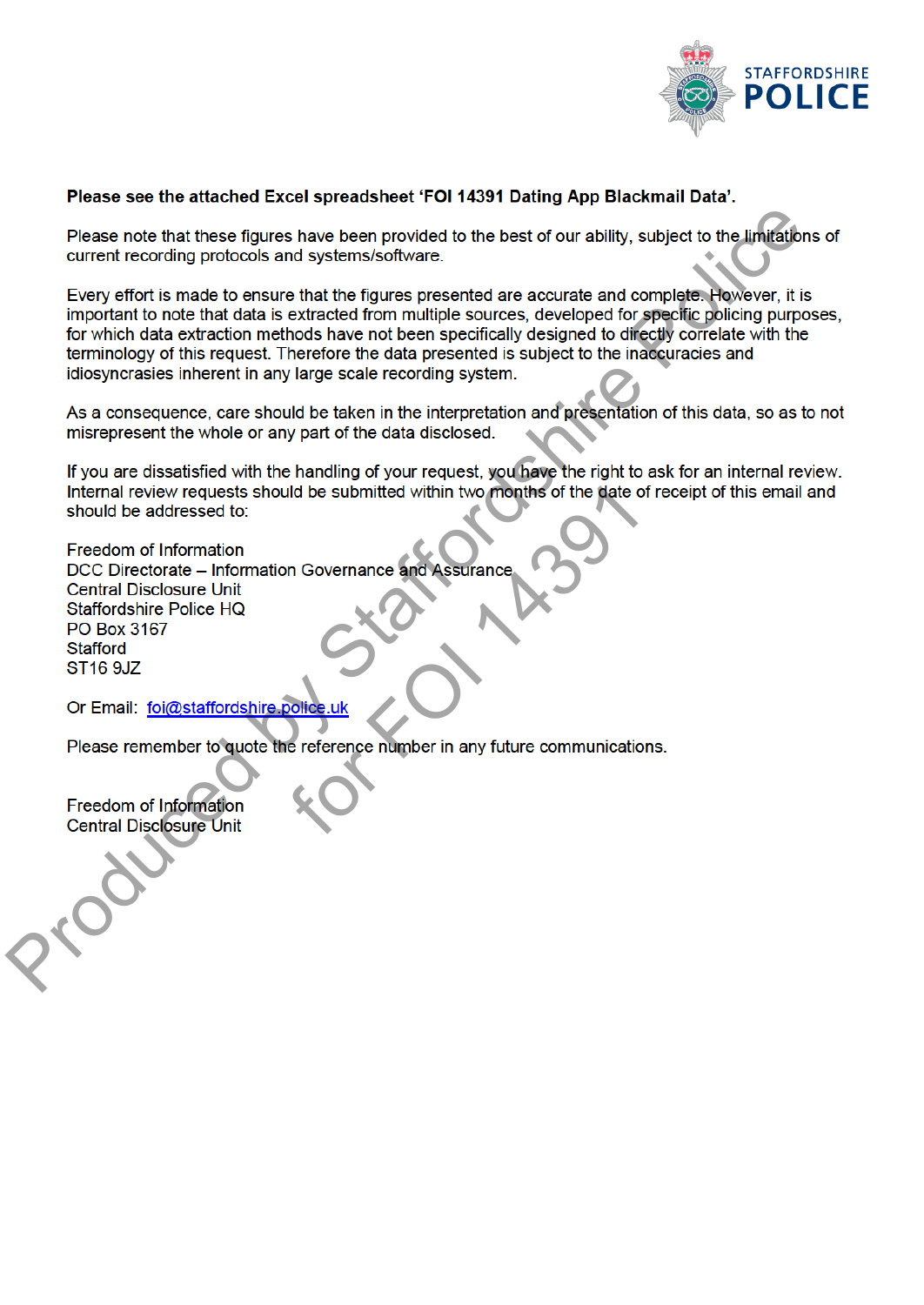**Please see the attached Excel spreadsheet 'FOI 14391 Dating App Blackmail Data'.**

Please note that these figures have been provided to the best of our ability, subject to the limitations of current recording protocols and systems/software.

Every effort is made to ensure that the figures presented are accurate and complete. However, it is important to note that data is extracted from multiple sources, developed for specific policing purposes, for which data extraction methods have not been specifically designed to directly correlate with the terminology of this request. Therefore the data presented is subject to the inaccuracies and idiosyncrasies inherent in any large scale recording system.

As a consequence, care should be taken in the interpretation and presentation of this data, so as to not misrepresent the whole or any part of the data disclosed.

If you are dissatisfied with the handling of your request, you have the right to ask for an internal review. Internal review requests should be submitted within two months of the date of receipt of this email and should be addressed to:

Freedom of Information
DCC Directorate – Information Governance and Assurance
Central Disclosure Unit
Staffordshire Police HQ
PO Box 3167
Stafford
ST16 9JZ

Or Email: foi@staffordshire.police.uk

Please remember to quote the reference number in any future communications.

Freedom of Information
Central Disclosure Unit